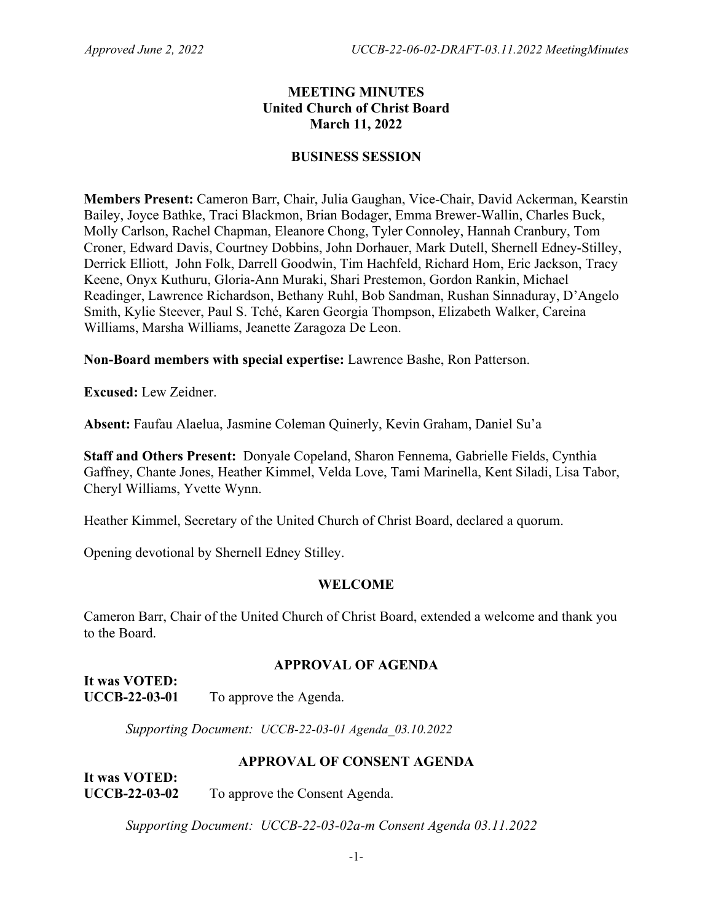**MEETING MINUTES**
**United Church of Christ Board**
**March 11, 2022**

**BUSINESS SESSION**

**Members Present:** Cameron Barr, Chair, Julia Gaughan, Vice-Chair, David Ackerman, Kearstin Bailey, Joyce Bathke, Traci Blackmon, Brian Bodager, Emma Brewer-Wallin, Charles Buck, Molly Carlson, Rachel Chapman, Eleanore Chong, Tyler Connoley, Hannah Cranbury, Tom Croner, Edward Davis, Courtney Dobbins, John Dorhauer, Mark Dutell, Shernell Edney-Stilley, Derrick Elliott, John Folk, Darrell Goodwin, Tim Hachfeld, Richard Hom, Eric Jackson, Tracy Keene, Onyx Kuthuru, Gloria-Ann Muraki, Shari Prestemon, Gordon Rankin, Michael Readinger, Lawrence Richardson, Bethany Ruhl, Bob Sandman, Rushan Sinnaduray, D'Angelo Smith, Kylie Steever, Paul S. Tché, Karen Georgia Thompson, Elizabeth Walker, Careina Williams, Marsha Williams, Jeanette Zaragoza De Leon.

**Non-Board members with special expertise:** Lawrence Bashe, Ron Patterson.

**Excused:** Lew Zeidner.

**Absent:** Faufau Alaelua, Jasmine Coleman Quinerly, Kevin Graham, Daniel Su'a

**Staff and Others Present:** Donyale Copeland, Sharon Fennema, Gabrielle Fields, Cynthia Gaffney, Chante Jones, Heather Kimmel, Velda Love, Tami Marinella, Kent Siladi, Lisa Tabor, Cheryl Williams, Yvette Wynn.

Heather Kimmel, Secretary of the United Church of Christ Board, declared a quorum.

Opening devotional by Shernell Edney Stilley.

**WELCOME**

Cameron Barr, Chair of the United Church of Christ Board, extended a welcome and thank you to the Board.

**APPROVAL OF AGENDA**

**It was VOTED:**
**UCCB-22-03-01** To approve the Agenda.

*Supporting Document: UCCB-22-03-01 Agenda_03.10.2022*

**APPROVAL OF CONSENT AGENDA**

**It was VOTED:**
**UCCB-22-03-02** To approve the Consent Agenda.

*Supporting Document: UCCB-22-03-02a-m Consent Agenda 03.11.2022*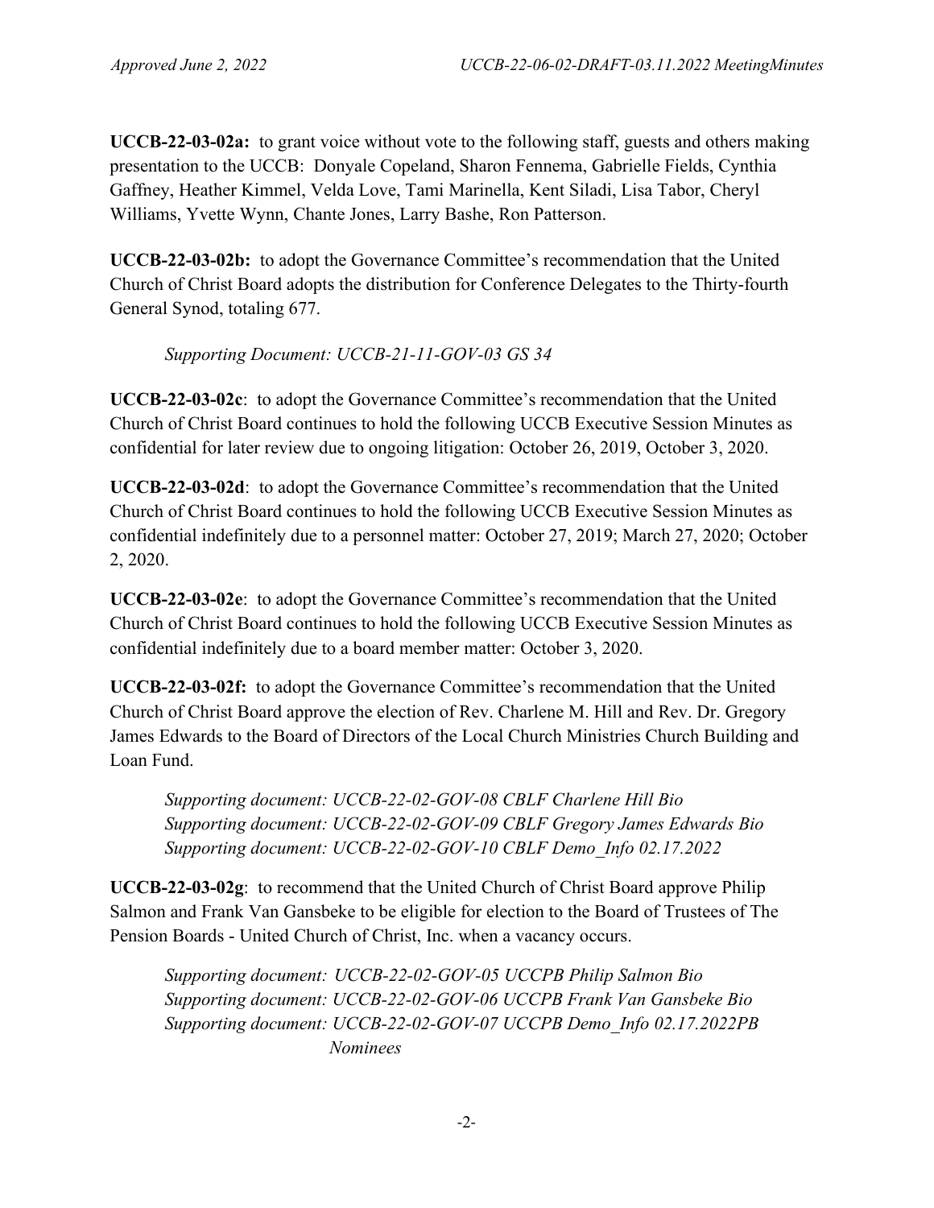**UCCB-22-03-02a:** to grant voice without vote to the following staff, guests and others making presentation to the UCCB: Donyale Copeland, Sharon Fennema, Gabrielle Fields, Cynthia Gaffney, Heather Kimmel, Velda Love, Tami Marinella, Kent Siladi, Lisa Tabor, Cheryl Williams, Yvette Wynn, Chante Jones, Larry Bashe, Ron Patterson.

**UCCB-22-03-02b:** to adopt the Governance Committee's recommendation that the United Church of Christ Board adopts the distribution for Conference Delegates to the Thirty-fourth General Synod, totaling 677.

> *Supporting Document: UCCB-21-11-GOV-03 GS 34*

**UCCB-22-03-02c**: to adopt the Governance Committee's recommendation that the United Church of Christ Board continues to hold the following UCCB Executive Session Minutes as confidential for later review due to ongoing litigation: October 26, 2019, October 3, 2020.

**UCCB-22-03-02d**: to adopt the Governance Committee's recommendation that the United Church of Christ Board continues to hold the following UCCB Executive Session Minutes as confidential indefinitely due to a personnel matter: October 27, 2019; March 27, 2020; October 2, 2020.

**UCCB-22-03-02e**: to adopt the Governance Committee's recommendation that the United Church of Christ Board continues to hold the following UCCB Executive Session Minutes as confidential indefinitely due to a board member matter: October 3, 2020.

**UCCB-22-03-02f:** to adopt the Governance Committee's recommendation that the United Church of Christ Board approve the election of Rev. Charlene M. Hill and Rev. Dr. Gregory James Edwards to the Board of Directors of the Local Church Ministries Church Building and Loan Fund.

> *Supporting document: UCCB-22-02-GOV-08 CBLF Charlene Hill Bio*
> *Supporting document: UCCB-22-02-GOV-09 CBLF Gregory James Edwards Bio*
> *Supporting document: UCCB-22-02-GOV-10 CBLF Demo_Info 02.17.2022*

**UCCB-22-03-02g**: to recommend that the United Church of Christ Board approve Philip Salmon and Frank Van Gansbeke to be eligible for election to the Board of Trustees of The Pension Boards - United Church of Christ, Inc. when a vacancy occurs.

> *Supporting document: UCCB-22-02-GOV-05 UCCPB Philip Salmon Bio*
> *Supporting document: UCCB-22-02-GOV-06 UCCPB Frank Van Gansbeke Bio*
> *Supporting document: UCCB-22-02-GOV-07 UCCPB Demo_Info 02.17.2022PB Nominees*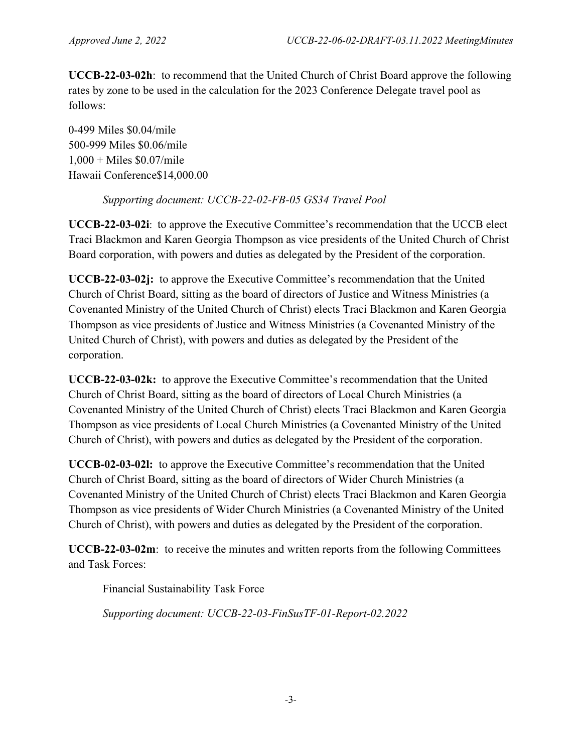**UCCB-22-03-02h**: to recommend that the United Church of Christ Board approve the following rates by zone to be used in the calculation for the 2023 Conference Delegate travel pool as follows:

0-499 Miles $0.04/mile
500-999 Miles $0.06/mile
1,000 + Miles $0.07/mile
Hawaii Conference$14,000.00

*Supporting document: UCCB-22-02-FB-05 GS34 Travel Pool*

**UCCB-22-03-02i**: to approve the Executive Committee's recommendation that the UCCB elect Traci Blackmon and Karen Georgia Thompson as vice presidents of the United Church of Christ Board corporation, with powers and duties as delegated by the President of the corporation.

**UCCB-22-03-02j:** to approve the Executive Committee's recommendation that the United Church of Christ Board, sitting as the board of directors of Justice and Witness Ministries (a Covenanted Ministry of the United Church of Christ) elects Traci Blackmon and Karen Georgia Thompson as vice presidents of Justice and Witness Ministries (a Covenanted Ministry of the United Church of Christ), with powers and duties as delegated by the President of the corporation.

**UCCB-22-03-02k:** to approve the Executive Committee's recommendation that the United Church of Christ Board, sitting as the board of directors of Local Church Ministries (a Covenanted Ministry of the United Church of Christ) elects Traci Blackmon and Karen Georgia Thompson as vice presidents of Local Church Ministries (a Covenanted Ministry of the United Church of Christ), with powers and duties as delegated by the President of the corporation.

**UCCB-02-03-02l:** to approve the Executive Committee's recommendation that the United Church of Christ Board, sitting as the board of directors of Wider Church Ministries (a Covenanted Ministry of the United Church of Christ) elects Traci Blackmon and Karen Georgia Thompson as vice presidents of Wider Church Ministries (a Covenanted Ministry of the United Church of Christ), with powers and duties as delegated by the President of the corporation.

**UCCB-22-03-02m**: to receive the minutes and written reports from the following Committees and Task Forces:

Financial Sustainability Task Force

*Supporting document: UCCB-22-03-FinSusTF-01-Report-02.2022*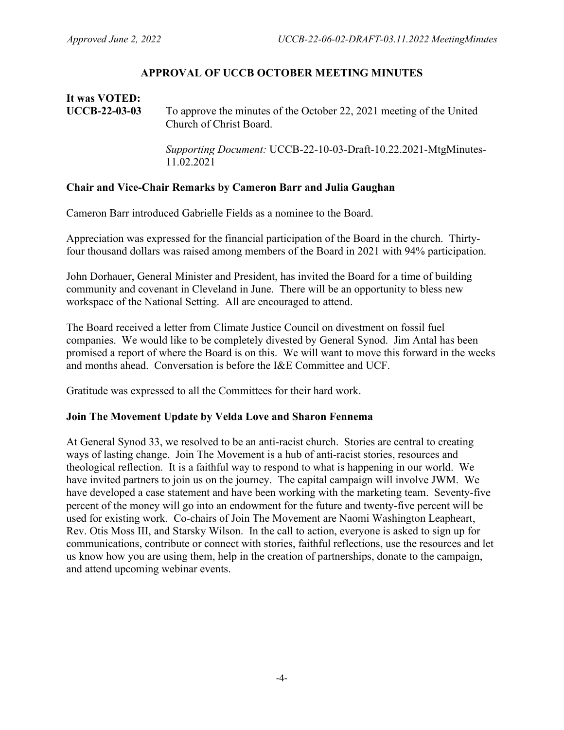## APPROVAL OF UCCB OCTOBER MEETING MINUTES

**It was VOTED:**

**UCCB-22-03-03** To approve the minutes of the October 22, 2021 meeting of the United Church of Christ Board.

*Supporting Document:* UCCB-22-10-03-Draft-10.22.2021-MtgMinutes-11.02.2021

### Chair and Vice-Chair Remarks by Cameron Barr and Julia Gaughan

Cameron Barr introduced Gabrielle Fields as a nominee to the Board.

Appreciation was expressed for the financial participation of the Board in the church. Thirty-four thousand dollars was raised among members of the Board in 2021 with 94% participation.

John Dorhauer, General Minister and President, has invited the Board for a time of building community and covenant in Cleveland in June. There will be an opportunity to bless new workspace of the National Setting. All are encouraged to attend.

The Board received a letter from Climate Justice Council on divestment on fossil fuel companies. We would like to be completely divested by General Synod. Jim Antal has been promised a report of where the Board is on this. We will want to move this forward in the weeks and months ahead. Conversation is before the I&E Committee and UCF.

Gratitude was expressed to all the Committees for their hard work.

### Join The Movement Update by Velda Love and Sharon Fennema

At General Synod 33, we resolved to be an anti-racist church. Stories are central to creating ways of lasting change. Join The Movement is a hub of anti-racist stories, resources and theological reflection. It is a faithful way to respond to what is happening in our world. We have invited partners to join us on the journey. The capital campaign will involve JWM. We have developed a case statement and have been working with the marketing team. Seventy-five percent of the money will go into an endowment for the future and twenty-five percent will be used for existing work. Co-chairs of Join The Movement are Naomi Washington Leapheart, Rev. Otis Moss III, and Starsky Wilson. In the call to action, everyone is asked to sign up for communications, contribute or connect with stories, faithful reflections, use the resources and let us know how you are using them, help in the creation of partnerships, donate to the campaign, and attend upcoming webinar events.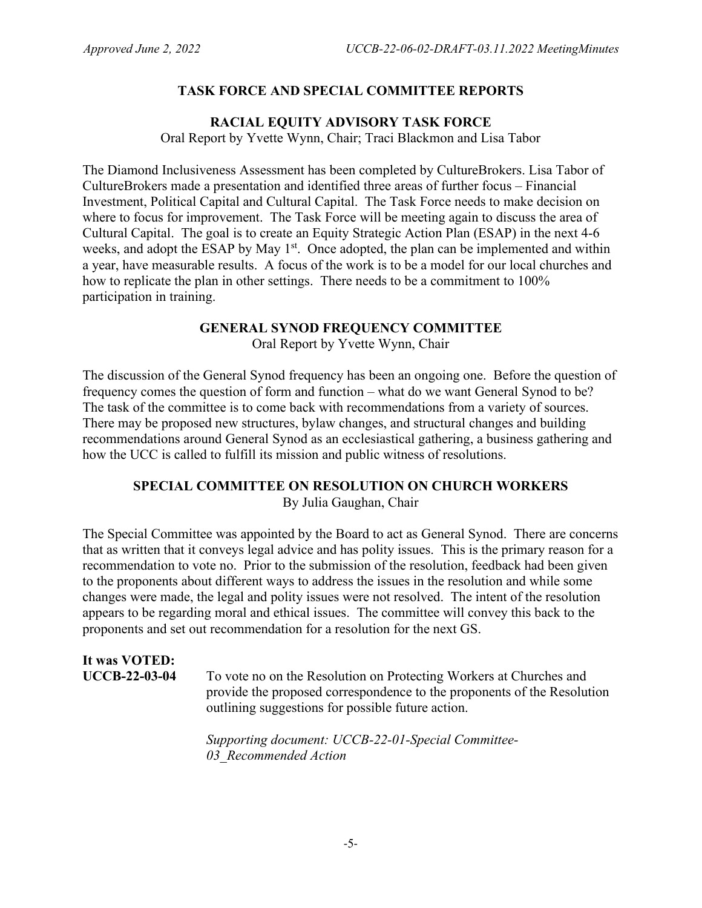## TASK FORCE AND SPECIAL COMMITTEE REPORTS

### RACIAL EQUITY ADVISORY TASK FORCE

Oral Report by Yvette Wynn, Chair; Traci Blackmon and Lisa Tabor

The Diamond Inclusiveness Assessment has been completed by CultureBrokers. Lisa Tabor of CultureBrokers made a presentation and identified three areas of further focus – Financial Investment, Political Capital and Cultural Capital. The Task Force needs to make decision on where to focus for improvement. The Task Force will be meeting again to discuss the area of Cultural Capital. The goal is to create an Equity Strategic Action Plan (ESAP) in the next 4-6 weeks, and adopt the ESAP by May 1st. Once adopted, the plan can be implemented and within a year, have measurable results. A focus of the work is to be a model for our local churches and how to replicate the plan in other settings. There needs to be a commitment to 100% participation in training.

### GENERAL SYNOD FREQUENCY COMMITTEE

Oral Report by Yvette Wynn, Chair

The discussion of the General Synod frequency has been an ongoing one. Before the question of frequency comes the question of form and function – what do we want General Synod to be? The task of the committee is to come back with recommendations from a variety of sources. There may be proposed new structures, bylaw changes, and structural changes and building recommendations around General Synod as an ecclesiastical gathering, a business gathering and how the UCC is called to fulfill its mission and public witness of resolutions.

### SPECIAL COMMITTEE ON RESOLUTION ON CHURCH WORKERS

By Julia Gaughan, Chair

The Special Committee was appointed by the Board to act as General Synod. There are concerns that as written that it conveys legal advice and has polity issues. This is the primary reason for a recommendation to vote no. Prior to the submission of the resolution, feedback had been given to the proponents about different ways to address the issues in the resolution and while some changes were made, the legal and polity issues were not resolved. The intent of the resolution appears to be regarding moral and ethical issues. The committee will convey this back to the proponents and set out recommendation for a resolution for the next GS.

**It was VOTED:**

**UCCB-22-03-04** To vote no on the Resolution on Protecting Workers at Churches and provide the proposed correspondence to the proponents of the Resolution outlining suggestions for possible future action.

*Supporting document: UCCB-22-01-Special Committee-03_Recommended Action*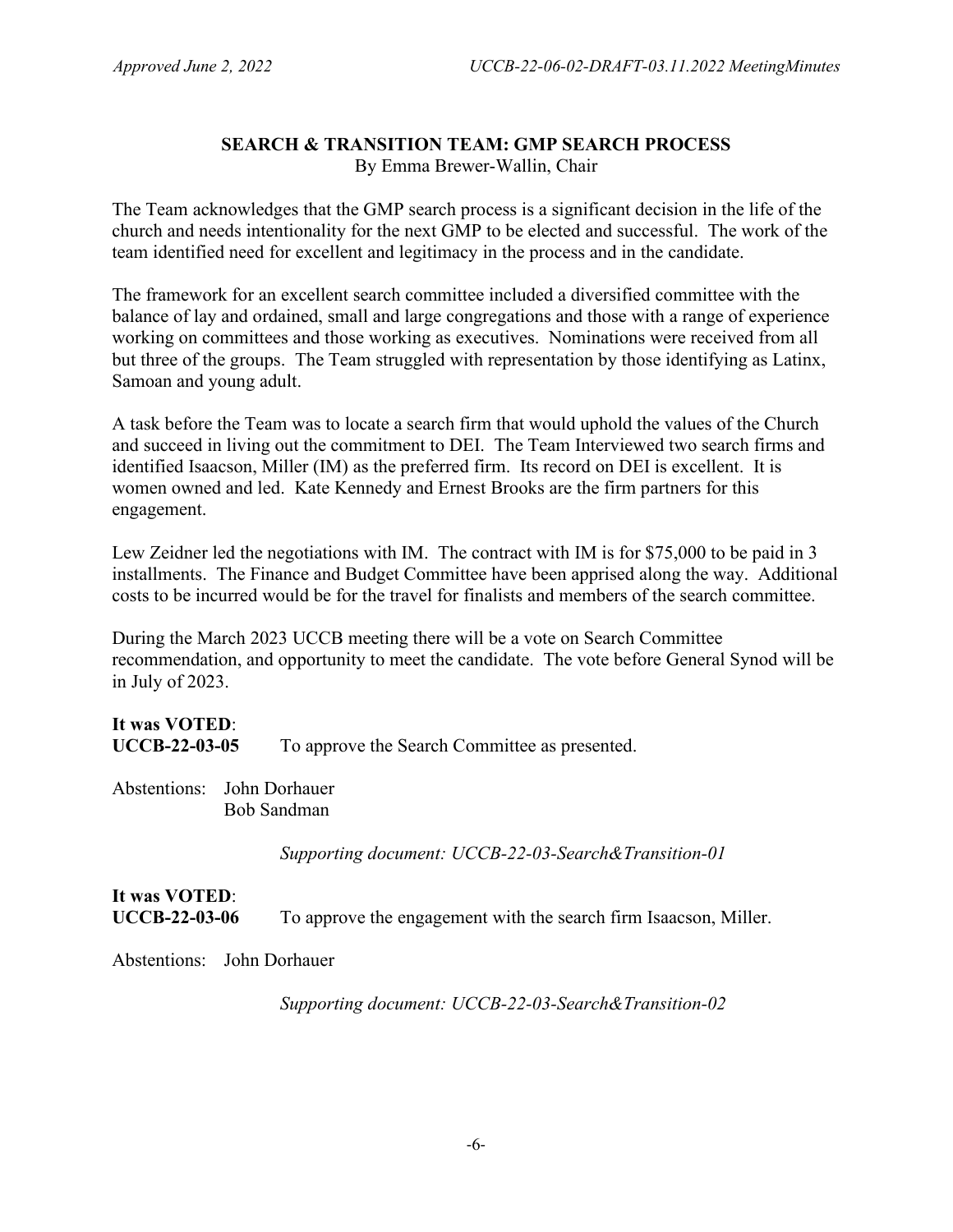## SEARCH & TRANSITION TEAM: GMP SEARCH PROCESS

By Emma Brewer-Wallin, Chair

The Team acknowledges that the GMP search process is a significant decision in the life of the church and needs intentionality for the next GMP to be elected and successful. The work of the team identified need for excellent and legitimacy in the process and in the candidate.

The framework for an excellent search committee included a diversified committee with the balance of lay and ordained, small and large congregations and those with a range of experience working on committees and those working as executives. Nominations were received from all but three of the groups. The Team struggled with representation by those identifying as Latinx, Samoan and young adult.

A task before the Team was to locate a search firm that would uphold the values of the Church and succeed in living out the commitment to DEI. The Team Interviewed two search firms and identified Isaacson, Miller (IM) as the preferred firm. Its record on DEI is excellent. It is women owned and led. Kate Kennedy and Ernest Brooks are the firm partners for this engagement.

Lew Zeidner led the negotiations with IM. The contract with IM is for $75,000 to be paid in 3 installments. The Finance and Budget Committee have been apprised along the way. Additional costs to be incurred would be for the travel for finalists and members of the search committee.

During the March 2023 UCCB meeting there will be a vote on Search Committee recommendation, and opportunity to meet the candidate. The vote before General Synod will be in July of 2023.

**It was VOTED**:
**UCCB-22-03-05** To approve the Search Committee as presented.

Abstentions: John Dorhauer
Bob Sandman

*Supporting document: UCCB-22-03-Search&Transition-01*

**It was VOTED**:
**UCCB-22-03-06** To approve the engagement with the search firm Isaacson, Miller.

Abstentions: John Dorhauer

*Supporting document: UCCB-22-03-Search&Transition-02*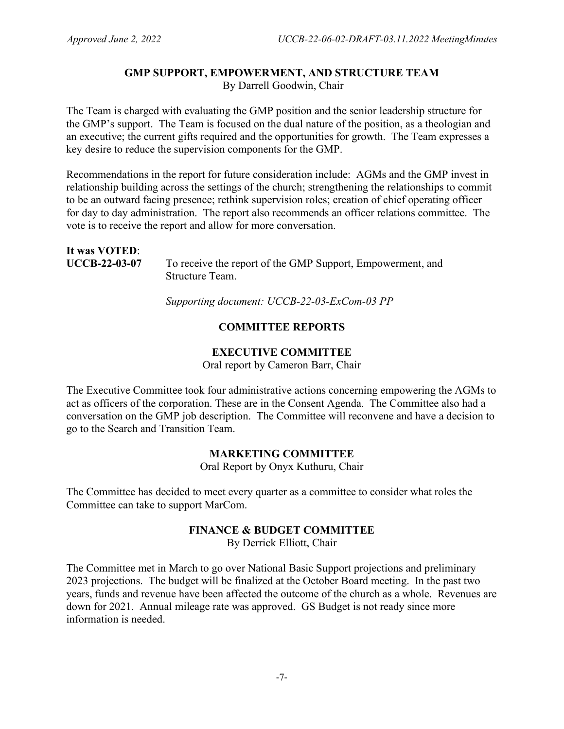### GMP SUPPORT, EMPOWERMENT, AND STRUCTURE TEAM

By Darrell Goodwin, Chair

The Team is charged with evaluating the GMP position and the senior leadership structure for the GMP's support. The Team is focused on the dual nature of the position, as a theologian and an executive; the current gifts required and the opportunities for growth. The Team expresses a key desire to reduce the supervision components for the GMP.

Recommendations in the report for future consideration include: AGMs and the GMP invest in relationship building across the settings of the church; strengthening the relationships to commit to be an outward facing presence; rethink supervision roles; creation of chief operating officer for day to day administration. The report also recommends an officer relations committee. The vote is to receive the report and allow for more conversation.

**It was VOTED**:

**UCCB-22-03-07** To receive the report of the GMP Support, Empowerment, and Structure Team.

*Supporting document: UCCB-22-03-ExCom-03 PP*

## COMMITTEE REPORTS

### EXECUTIVE COMMITTEE

Oral report by Cameron Barr, Chair

The Executive Committee took four administrative actions concerning empowering the AGMs to act as officers of the corporation. These are in the Consent Agenda. The Committee also had a conversation on the GMP job description. The Committee will reconvene and have a decision to go to the Search and Transition Team.

### MARKETING COMMITTEE

Oral Report by Onyx Kuthuru, Chair

The Committee has decided to meet every quarter as a committee to consider what roles the Committee can take to support MarCom.

### FINANCE & BUDGET COMMITTEE

By Derrick Elliott, Chair

The Committee met in March to go over National Basic Support projections and preliminary 2023 projections. The budget will be finalized at the October Board meeting. In the past two years, funds and revenue have been affected the outcome of the church as a whole. Revenues are down for 2021. Annual mileage rate was approved. GS Budget is not ready since more information is needed.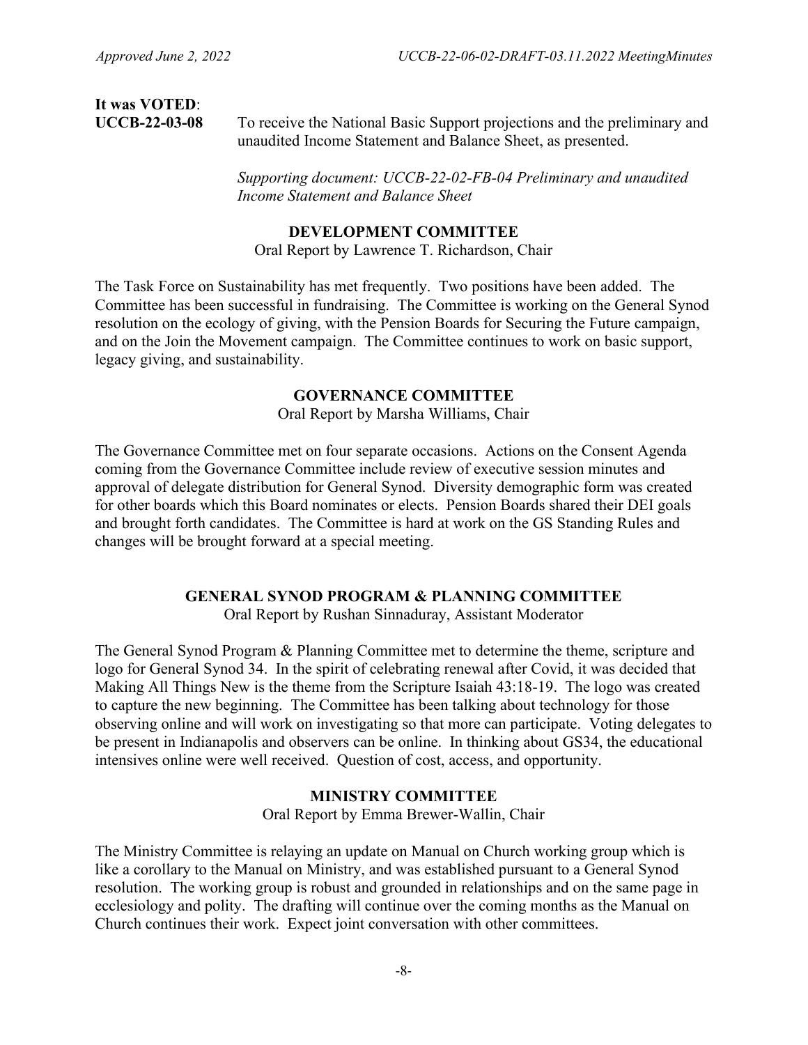**It was VOTED**:

**UCCB-22-03-08** To receive the National Basic Support projections and the preliminary and unaudited Income Statement and Balance Sheet, as presented.

*Supporting document: UCCB-22-02-FB-04 Preliminary and unaudited Income Statement and Balance Sheet*

## DEVELOPMENT COMMITTEE

Oral Report by Lawrence T. Richardson, Chair

The Task Force on Sustainability has met frequently. Two positions have been added. The Committee has been successful in fundraising. The Committee is working on the General Synod resolution on the ecology of giving, with the Pension Boards for Securing the Future campaign, and on the Join the Movement campaign. The Committee continues to work on basic support, legacy giving, and sustainability.

## GOVERNANCE COMMITTEE

Oral Report by Marsha Williams, Chair

The Governance Committee met on four separate occasions. Actions on the Consent Agenda coming from the Governance Committee include review of executive session minutes and approval of delegate distribution for General Synod. Diversity demographic form was created for other boards which this Board nominates or elects. Pension Boards shared their DEI goals and brought forth candidates. The Committee is hard at work on the GS Standing Rules and changes will be brought forward at a special meeting.

## GENERAL SYNOD PROGRAM & PLANNING COMMITTEE

Oral Report by Rushan Sinnaduray, Assistant Moderator

The General Synod Program & Planning Committee met to determine the theme, scripture and logo for General Synod 34. In the spirit of celebrating renewal after Covid, it was decided that Making All Things New is the theme from the Scripture Isaiah 43:18-19. The logo was created to capture the new beginning. The Committee has been talking about technology for those observing online and will work on investigating so that more can participate. Voting delegates to be present in Indianapolis and observers can be online. In thinking about GS34, the educational intensives online were well received. Question of cost, access, and opportunity.

## MINISTRY COMMITTEE

Oral Report by Emma Brewer-Wallin, Chair

The Ministry Committee is relaying an update on Manual on Church working group which is like a corollary to the Manual on Ministry, and was established pursuant to a General Synod resolution. The working group is robust and grounded in relationships and on the same page in ecclesiology and polity. The drafting will continue over the coming months as the Manual on Church continues their work. Expect joint conversation with other committees.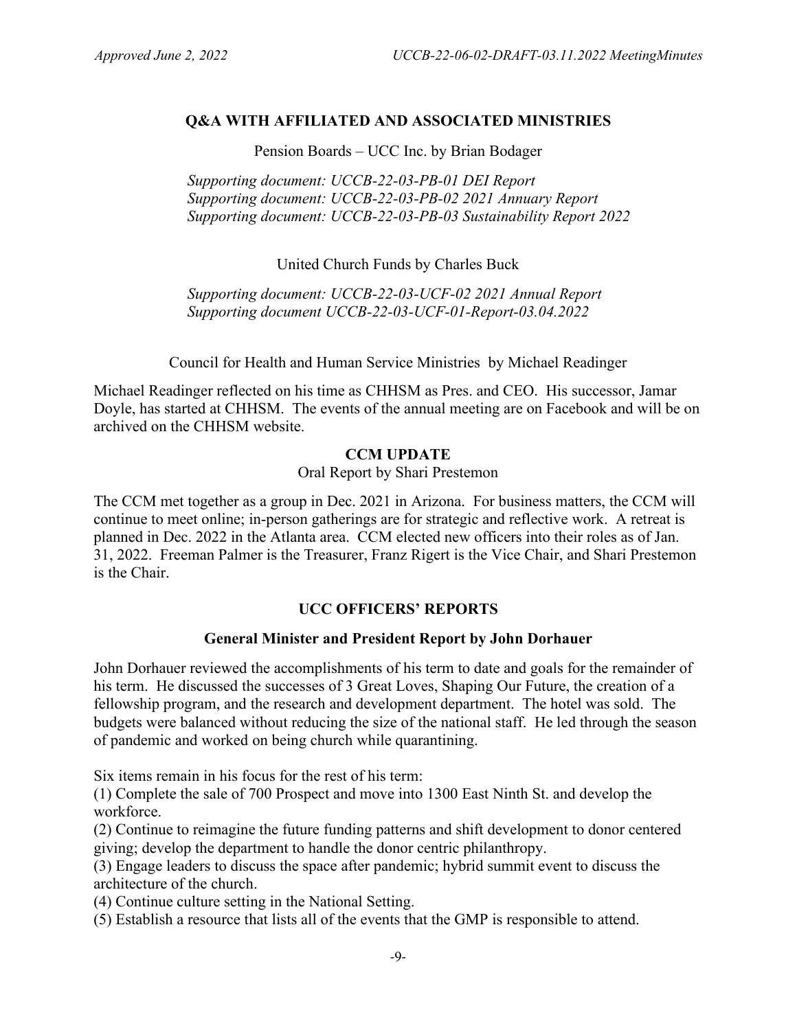## Q&A WITH AFFILIATED AND ASSOCIATED MINISTRIES

Pension Boards – UCC Inc. by Brian Bodager

*Supporting document: UCCB-22-03-PB-01 DEI Report*
*Supporting document: UCCB-22-03-PB-02 2021 Annuary Report*
*Supporting document: UCCB-22-03-PB-03 Sustainability Report 2022*

United Church Funds by Charles Buck

*Supporting document: UCCB-22-03-UCF-02 2021 Annual Report*
*Supporting document UCCB-22-03-UCF-01-Report-03.04.2022*

Council for Health and Human Service Ministries by Michael Readinger

Michael Readinger reflected on his time as CHHSM as Pres. and CEO. His successor, Jamar Doyle, has started at CHHSM. The events of the annual meeting are on Facebook and will be on archived on the CHHSM website.

## CCM UPDATE

Oral Report by Shari Prestemon

The CCM met together as a group in Dec. 2021 in Arizona. For business matters, the CCM will continue to meet online; in-person gatherings are for strategic and reflective work. A retreat is planned in Dec. 2022 in the Atlanta area. CCM elected new officers into their roles as of Jan. 31, 2022. Freeman Palmer is the Treasurer, Franz Rigert is the Vice Chair, and Shari Prestemon is the Chair.

## UCC OFFICERS' REPORTS

### General Minister and President Report by John Dorhauer

John Dorhauer reviewed the accomplishments of his term to date and goals for the remainder of his term. He discussed the successes of 3 Great Loves, Shaping Our Future, the creation of a fellowship program, and the research and development department. The hotel was sold. The budgets were balanced without reducing the size of the national staff. He led through the season of pandemic and worked on being church while quarantining.

Six items remain in his focus for the rest of his term:
(1) Complete the sale of 700 Prospect and move into 1300 East Ninth St. and develop the workforce.
(2) Continue to reimagine the future funding patterns and shift development to donor centered giving; develop the department to handle the donor centric philanthropy.
(3) Engage leaders to discuss the space after pandemic; hybrid summit event to discuss the architecture of the church.
(4) Continue culture setting in the National Setting.
(5) Establish a resource that lists all of the events that the GMP is responsible to attend.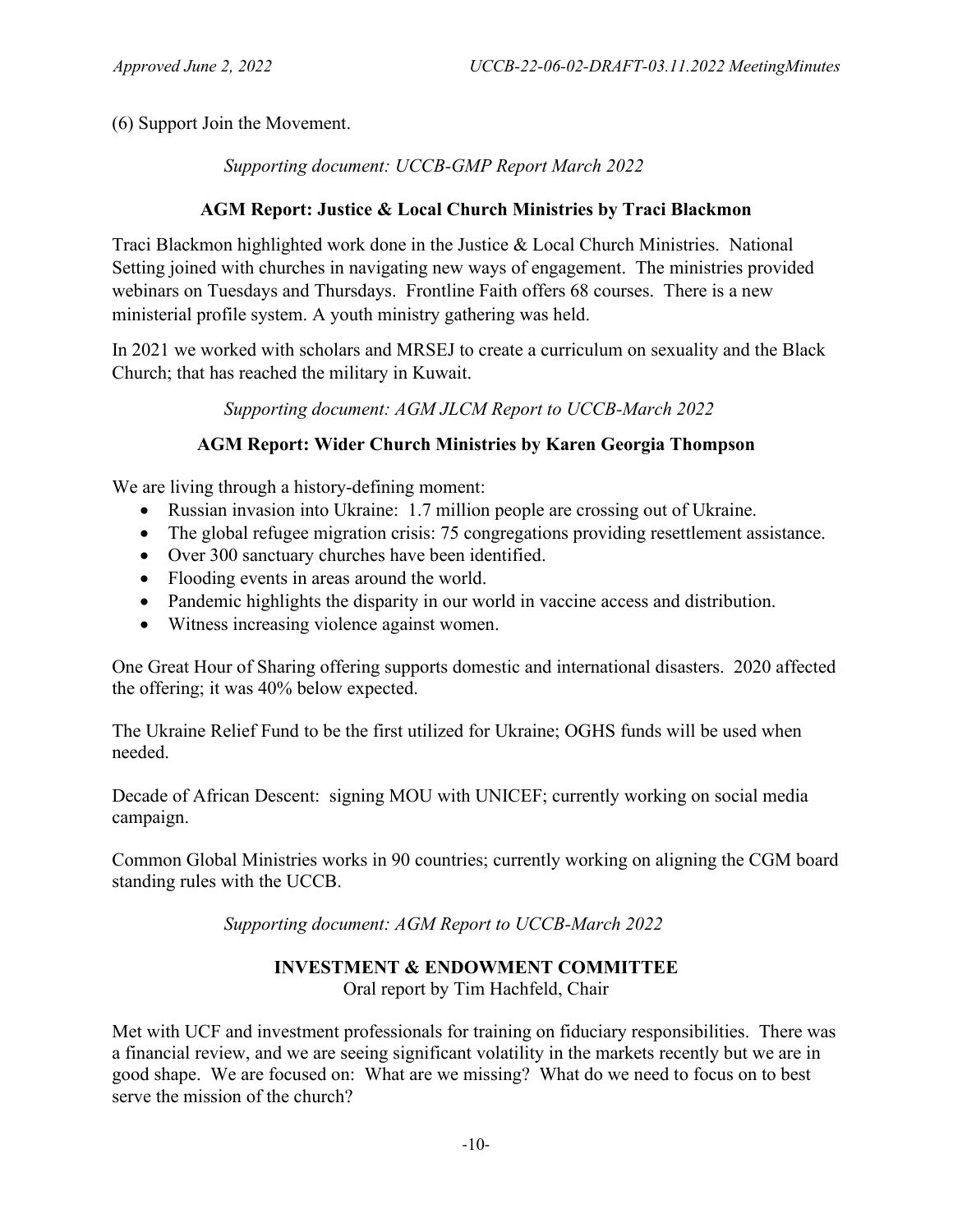(6) Support Join the Movement.

*Supporting document: UCCB-GMP Report March 2022*

**AGM Report: Justice & Local Church Ministries by Traci Blackmon**

Traci Blackmon highlighted work done in the Justice & Local Church Ministries. National Setting joined with churches in navigating new ways of engagement. The ministries provided webinars on Tuesdays and Thursdays. Frontline Faith offers 68 courses. There is a new ministerial profile system. A youth ministry gathering was held.

In 2021 we worked with scholars and MRSEJ to create a curriculum on sexuality and the Black Church; that has reached the military in Kuwait.

*Supporting document: AGM JLCM Report to UCCB-March 2022*

**AGM Report: Wider Church Ministries by Karen Georgia Thompson**

We are living through a history-defining moment:

- Russian invasion into Ukraine: 1.7 million people are crossing out of Ukraine.
- The global refugee migration crisis: 75 congregations providing resettlement assistance.
- Over 300 sanctuary churches have been identified.
- Flooding events in areas around the world.
- Pandemic highlights the disparity in our world in vaccine access and distribution.
- Witness increasing violence against women.

One Great Hour of Sharing offering supports domestic and international disasters. 2020 affected the offering; it was 40% below expected.

The Ukraine Relief Fund to be the first utilized for Ukraine; OGHS funds will be used when needed.

Decade of African Descent: signing MOU with UNICEF; currently working on social media campaign.

Common Global Ministries works in 90 countries; currently working on aligning the CGM board standing rules with the UCCB.

*Supporting document: AGM Report to UCCB-March 2022*

**INVESTMENT & ENDOWMENT COMMITTEE**
Oral report by Tim Hachfeld, Chair

Met with UCF and investment professionals for training on fiduciary responsibilities. There was a financial review, and we are seeing significant volatility in the markets recently but we are in good shape. We are focused on: What are we missing? What do we need to focus on to best serve the mission of the church?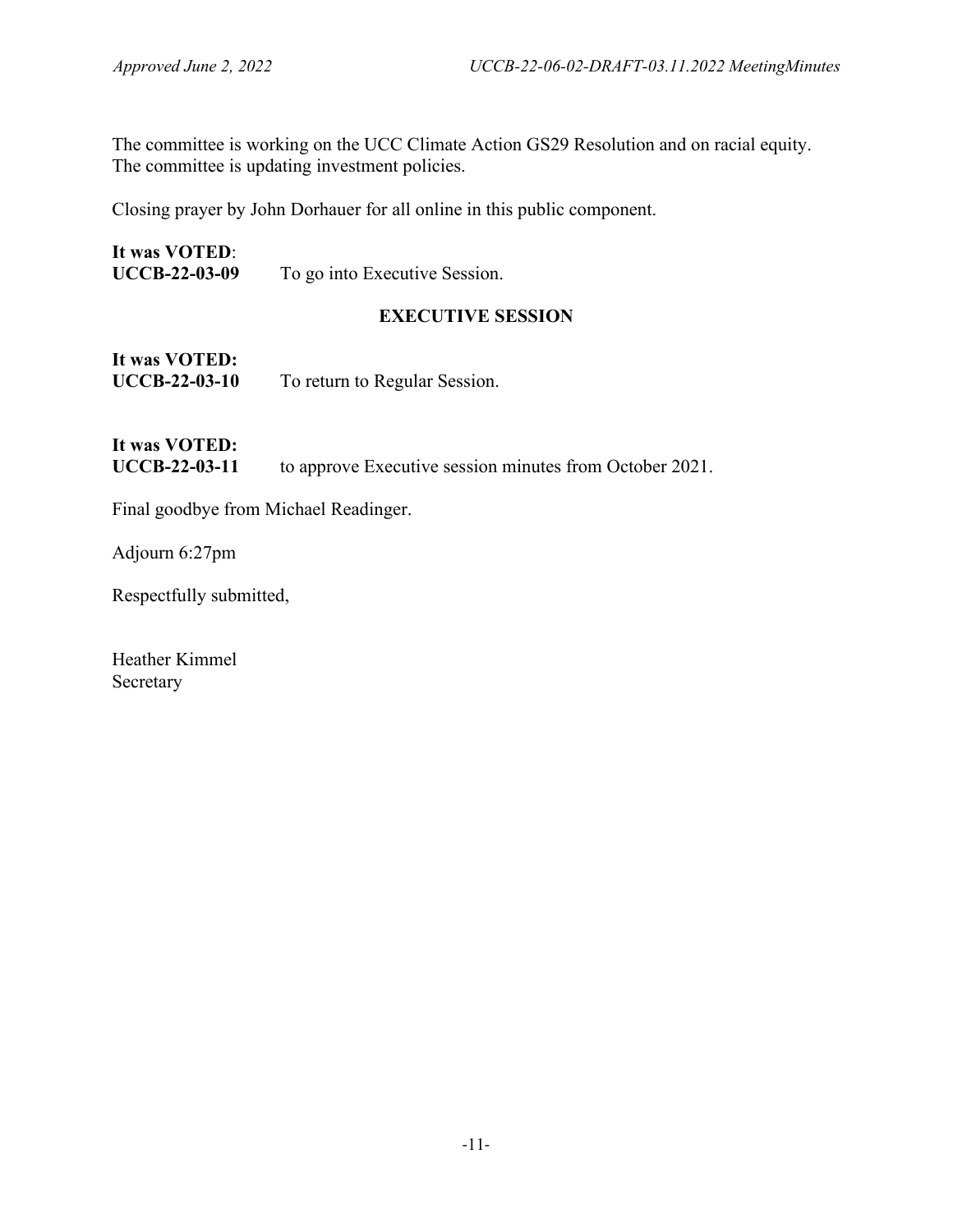The committee is working on the UCC Climate Action GS29 Resolution and on racial equity. The committee is updating investment policies.

Closing prayer by John Dorhauer for all online in this public component.

**It was VOTED**:
**UCCB-22-03-09** To go into Executive Session.

## EXECUTIVE SESSION

**It was VOTED:**
**UCCB-22-03-10** To return to Regular Session.

**It was VOTED:**
**UCCB-22-03-11** to approve Executive session minutes from October 2021.

Final goodbye from Michael Readinger.

Adjourn 6:27pm

Respectfully submitted,

Heather Kimmel
Secretary